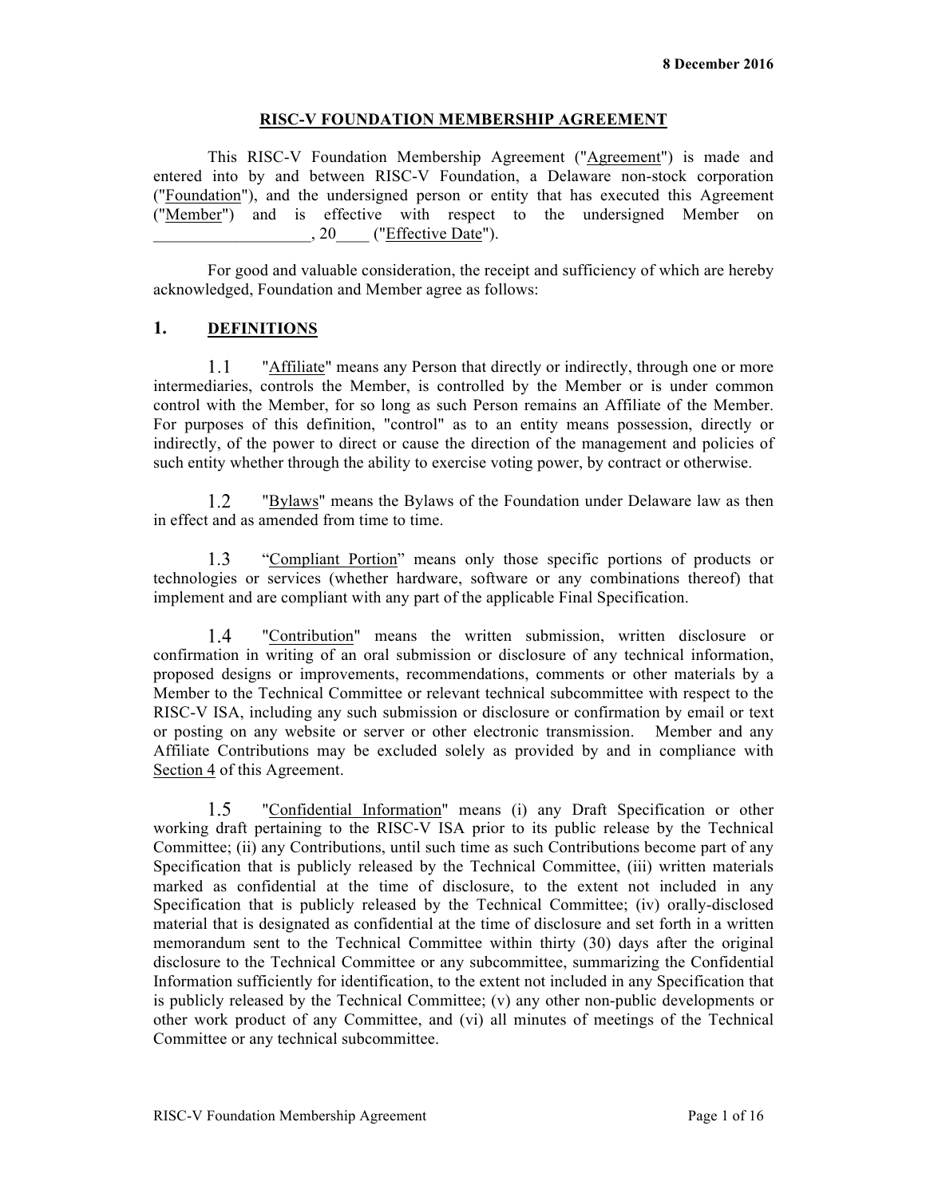8 December 2016

# RISC-V FOUNDATION MEMBERSHIP AGREEMENT

This RISC-V Foundation Membership Agreement ("Agreement") is made and entered into by and between RISC-V Foundation, a Delaware non-stock corporation ("Foundation"), and the undersigned person or entity that has executed this Agreement ("Member") and is effective with respect to the undersigned Member on ___________________, 20____ ("Effective Date").

For good and valuable consideration, the receipt and sufficiency of which are hereby acknowledged, Foundation and Member agree as follows:

## 1. DEFINITIONS

1.1 "Affiliate" means any Person that directly or indirectly, through one or more intermediaries, controls the Member, is controlled by the Member or is under common control with the Member, for so long as such Person remains an Affiliate of the Member. For purposes of this definition, "control" as to an entity means possession, directly or indirectly, of the power to direct or cause the direction of the management and policies of such entity whether through the ability to exercise voting power, by contract or otherwise.

1.2 "Bylaws" means the Bylaws of the Foundation under Delaware law as then in effect and as amended from time to time.

1.3 "Compliant Portion" means only those specific portions of products or technologies or services (whether hardware, software or any combinations thereof) that implement and are compliant with any part of the applicable Final Specification.

1.4 "Contribution" means the written submission, written disclosure or confirmation in writing of an oral submission or disclosure of any technical information, proposed designs or improvements, recommendations, comments or other materials by a Member to the Technical Committee or relevant technical subcommittee with respect to the RISC-V ISA, including any such submission or disclosure or confirmation by email or text or posting on any website or server or other electronic transmission. Member and any Affiliate Contributions may be excluded solely as provided by and in compliance with Section 4 of this Agreement.

1.5 "Confidential Information" means (i) any Draft Specification or other working draft pertaining to the RISC-V ISA prior to its public release by the Technical Committee; (ii) any Contributions, until such time as such Contributions become part of any Specification that is publicly released by the Technical Committee, (iii) written materials marked as confidential at the time of disclosure, to the extent not included in any Specification that is publicly released by the Technical Committee; (iv) orally-disclosed material that is designated as confidential at the time of disclosure and set forth in a written memorandum sent to the Technical Committee within thirty (30) days after the original disclosure to the Technical Committee or any subcommittee, summarizing the Confidential Information sufficiently for identification, to the extent not included in any Specification that is publicly released by the Technical Committee; (v) any other non-public developments or other work product of any Committee, and (vi) all minutes of meetings of the Technical Committee or any technical subcommittee.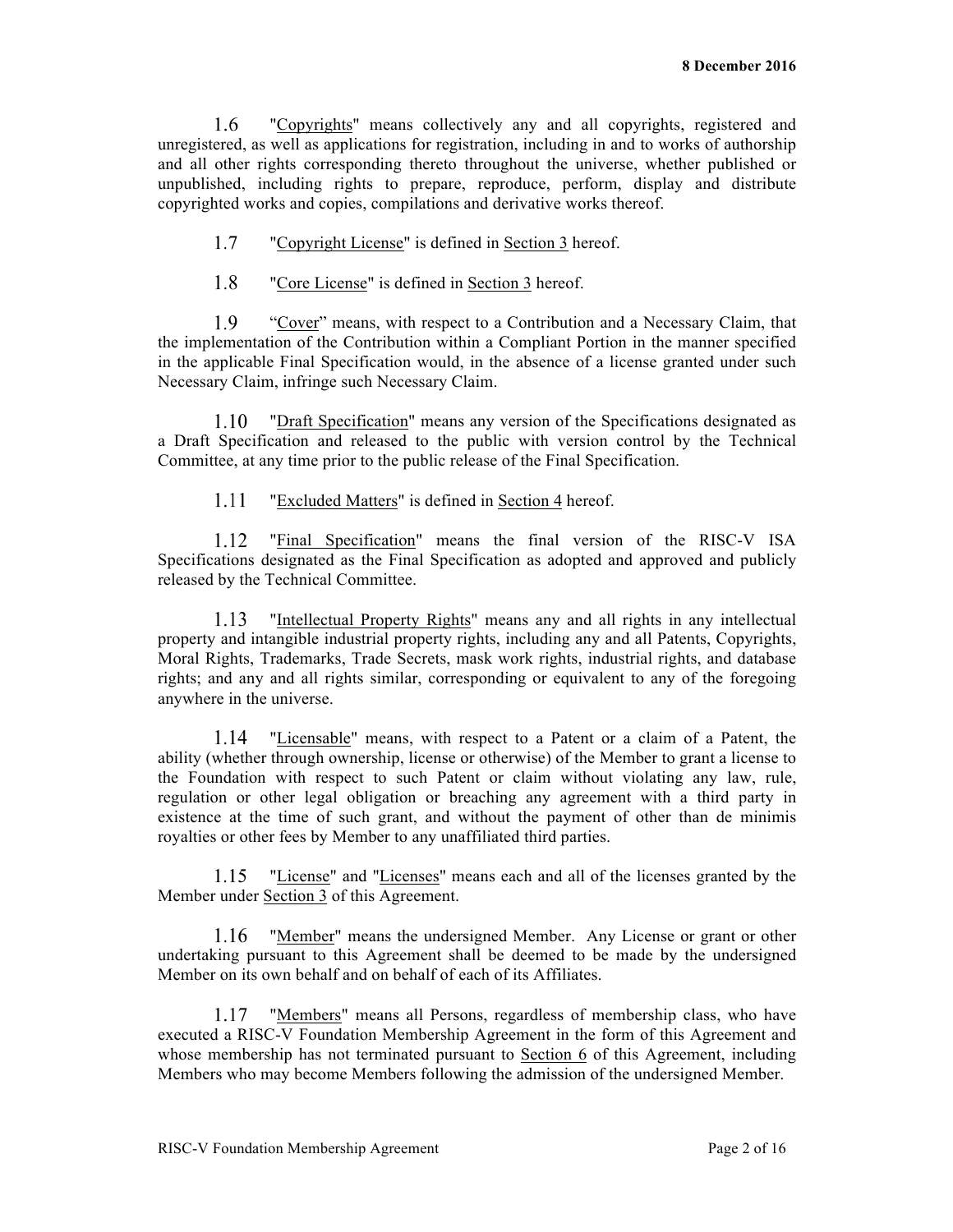1.6 "<u>Copyrights</u>" means collectively any and all copyrights, registered and unregistered, as well as applications for registration, including in and to works of authorship and all other rights corresponding thereto throughout the universe, whether published or unpublished, including rights to prepare, reproduce, perform, display and distribute copyrighted works and copies, compilations and derivative works thereof.

1.7 "<u>Copyright License</u>" is defined in <u>Section 3</u> hereof.

1.8 "<u>Core License</u>" is defined in <u>Section 3</u> hereof.

1.9 "<u>Cover</u>" means, with respect to a Contribution and a Necessary Claim, that the implementation of the Contribution within a Compliant Portion in the manner specified in the applicable Final Specification would, in the absence of a license granted under such Necessary Claim, infringe such Necessary Claim.

1.10 "<u>Draft Specification</u>" means any version of the Specifications designated as a Draft Specification and released to the public with version control by the Technical Committee, at any time prior to the public release of the Final Specification.

1.11 "<u>Excluded Matters</u>" is defined in <u>Section 4</u> hereof.

1.12 "<u>Final Specification</u>" means the final version of the RISC-V ISA Specifications designated as the Final Specification as adopted and approved and publicly released by the Technical Committee.

1.13 "<u>Intellectual Property Rights</u>" means any and all rights in any intellectual property and intangible industrial property rights, including any and all Patents, Copyrights, Moral Rights, Trademarks, Trade Secrets, mask work rights, industrial rights, and database rights; and any and all rights similar, corresponding or equivalent to any of the foregoing anywhere in the universe.

1.14 "<u>Licensable</u>" means, with respect to a Patent or a claim of a Patent, the ability (whether through ownership, license or otherwise) of the Member to grant a license to the Foundation with respect to such Patent or claim without violating any law, rule, regulation or other legal obligation or breaching any agreement with a third party in existence at the time of such grant, and without the payment of other than de minimis royalties or other fees by Member to any unaffiliated third parties.

1.15 "<u>License</u>" and "<u>Licenses</u>" means each and all of the licenses granted by the Member under <u>Section 3</u> of this Agreement.

1.16 "<u>Member</u>" means the undersigned Member. Any License or grant or other undertaking pursuant to this Agreement shall be deemed to be made by the undersigned Member on its own behalf and on behalf of each of its Affiliates.

1.17 "<u>Members</u>" means all Persons, regardless of membership class, who have executed a RISC-V Foundation Membership Agreement in the form of this Agreement and whose membership has not terminated pursuant to <u>Section 6</u> of this Agreement, including Members who may become Members following the admission of the undersigned Member.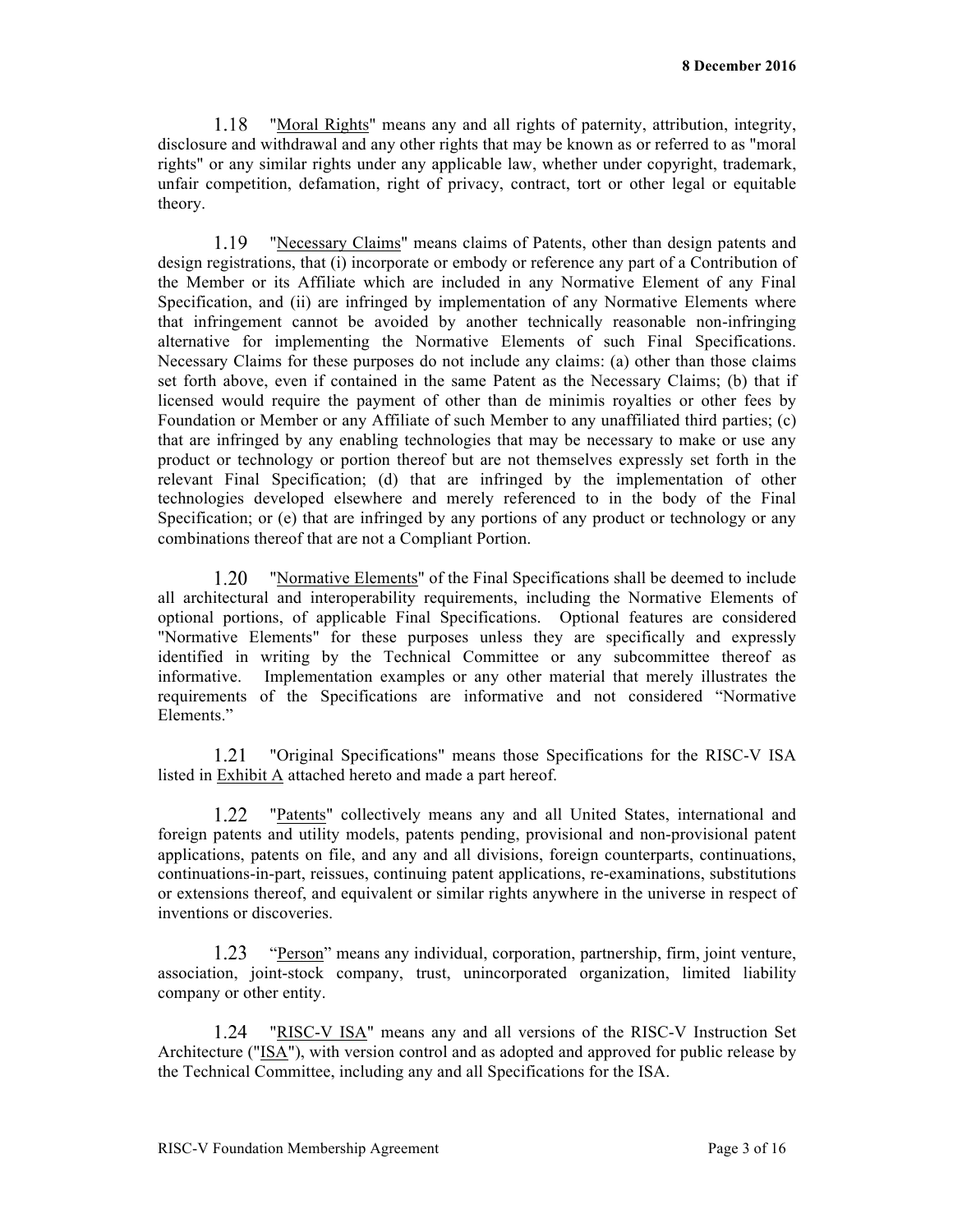1.18 "Moral Rights" means any and all rights of paternity, attribution, integrity, disclosure and withdrawal and any other rights that may be known as or referred to as "moral rights" or any similar rights under any applicable law, whether under copyright, trademark, unfair competition, defamation, right of privacy, contract, tort or other legal or equitable theory.

1.19 "Necessary Claims" means claims of Patents, other than design patents and design registrations, that (i) incorporate or embody or reference any part of a Contribution of the Member or its Affiliate which are included in any Normative Element of any Final Specification, and (ii) are infringed by implementation of any Normative Elements where that infringement cannot be avoided by another technically reasonable non-infringing alternative for implementing the Normative Elements of such Final Specifications. Necessary Claims for these purposes do not include any claims: (a) other than those claims set forth above, even if contained in the same Patent as the Necessary Claims; (b) that if licensed would require the payment of other than de minimis royalties or other fees by Foundation or Member or any Affiliate of such Member to any unaffiliated third parties; (c) that are infringed by any enabling technologies that may be necessary to make or use any product or technology or portion thereof but are not themselves expressly set forth in the relevant Final Specification; (d) that are infringed by the implementation of other technologies developed elsewhere and merely referenced to in the body of the Final Specification; or (e) that are infringed by any portions of any product or technology or any combinations thereof that are not a Compliant Portion.

1.20 "Normative Elements" of the Final Specifications shall be deemed to include all architectural and interoperability requirements, including the Normative Elements of optional portions, of applicable Final Specifications. Optional features are considered "Normative Elements" for these purposes unless they are specifically and expressly identified in writing by the Technical Committee or any subcommittee thereof as informative. Implementation examples or any other material that merely illustrates the requirements of the Specifications are informative and not considered "Normative Elements."

1.21 "Original Specifications" means those Specifications for the RISC-V ISA listed in Exhibit A attached hereto and made a part hereof.

1.22 "Patents" collectively means any and all United States, international and foreign patents and utility models, patents pending, provisional and non-provisional patent applications, patents on file, and any and all divisions, foreign counterparts, continuations, continuations-in-part, reissues, continuing patent applications, re-examinations, substitutions or extensions thereof, and equivalent or similar rights anywhere in the universe in respect of inventions or discoveries.

1.23 "Person" means any individual, corporation, partnership, firm, joint venture, association, joint-stock company, trust, unincorporated organization, limited liability company or other entity.

1.24 "RISC-V ISA" means any and all versions of the RISC-V Instruction Set Architecture ("ISA"), with version control and as adopted and approved for public release by the Technical Committee, including any and all Specifications for the ISA.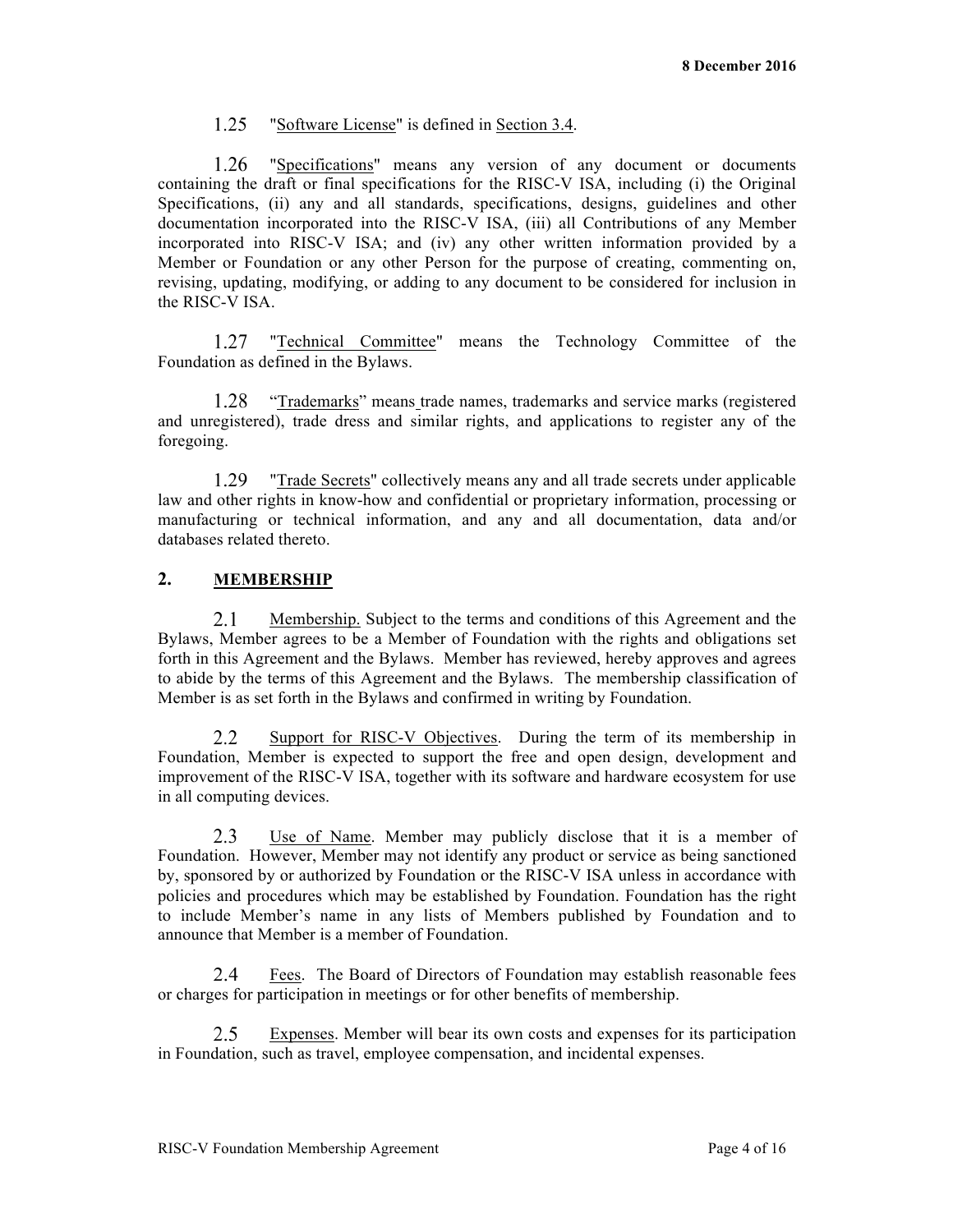1.25 "Software License" is defined in Section 3.4.

1.26 "Specifications" means any version of any document or documents containing the draft or final specifications for the RISC-V ISA, including (i) the Original Specifications, (ii) any and all standards, specifications, designs, guidelines and other documentation incorporated into the RISC-V ISA, (iii) all Contributions of any Member incorporated into RISC-V ISA; and (iv) any other written information provided by a Member or Foundation or any other Person for the purpose of creating, commenting on, revising, updating, modifying, or adding to any document to be considered for inclusion in the RISC-V ISA.

1.27 "Technical Committee" means the Technology Committee of the Foundation as defined in the Bylaws.

1.28 "Trademarks" means trade names, trademarks and service marks (registered and unregistered), trade dress and similar rights, and applications to register any of the foregoing.

1.29 "Trade Secrets" collectively means any and all trade secrets under applicable law and other rights in know-how and confidential or proprietary information, processing or manufacturing or technical information, and any and all documentation, data and/or databases related thereto.

## 2. MEMBERSHIP

2.1 Membership. Subject to the terms and conditions of this Agreement and the Bylaws, Member agrees to be a Member of Foundation with the rights and obligations set forth in this Agreement and the Bylaws. Member has reviewed, hereby approves and agrees to abide by the terms of this Agreement and the Bylaws. The membership classification of Member is as set forth in the Bylaws and confirmed in writing by Foundation.

2.2 Support for RISC-V Objectives. During the term of its membership in Foundation, Member is expected to support the free and open design, development and improvement of the RISC-V ISA, together with its software and hardware ecosystem for use in all computing devices.

2.3 Use of Name. Member may publicly disclose that it is a member of Foundation. However, Member may not identify any product or service as being sanctioned by, sponsored by or authorized by Foundation or the RISC-V ISA unless in accordance with policies and procedures which may be established by Foundation. Foundation has the right to include Member's name in any lists of Members published by Foundation and to announce that Member is a member of Foundation.

2.4 Fees. The Board of Directors of Foundation may establish reasonable fees or charges for participation in meetings or for other benefits of membership.

2.5 Expenses. Member will bear its own costs and expenses for its participation in Foundation, such as travel, employee compensation, and incidental expenses.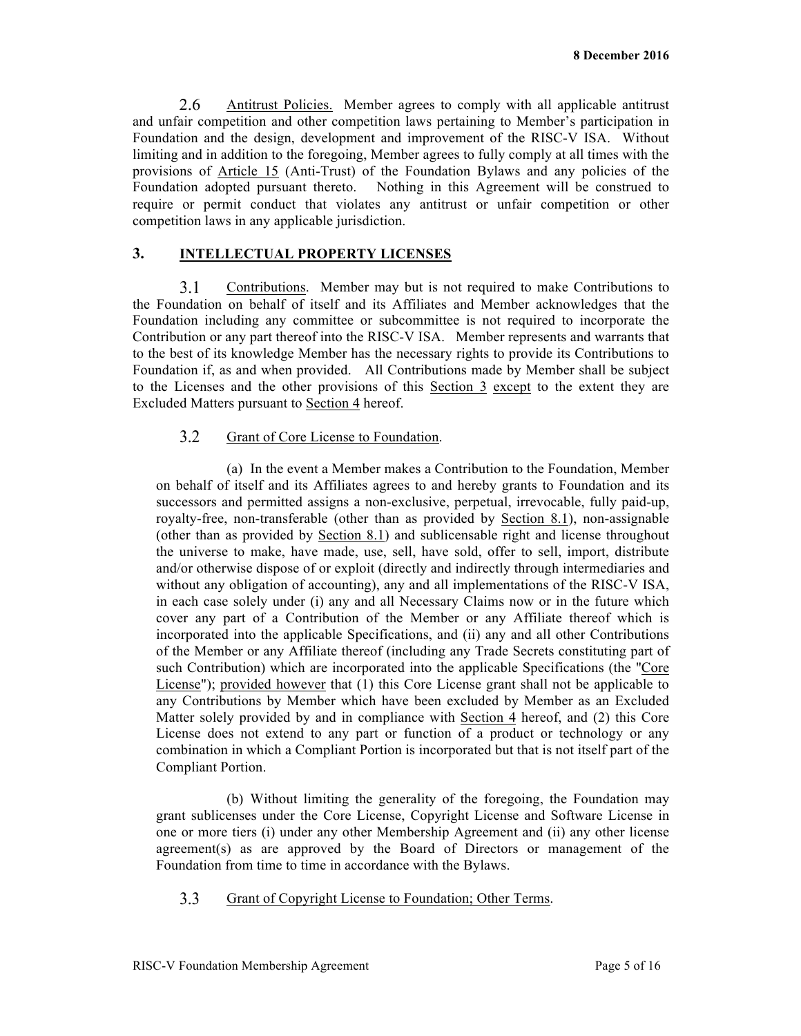2.6 Antitrust Policies. Member agrees to comply with all applicable antitrust and unfair competition and other competition laws pertaining to Member's participation in Foundation and the design, development and improvement of the RISC-V ISA. Without limiting and in addition to the foregoing, Member agrees to fully comply at all times with the provisions of Article 15 (Anti-Trust) of the Foundation Bylaws and any policies of the Foundation adopted pursuant thereto. Nothing in this Agreement will be construed to require or permit conduct that violates any antitrust or unfair competition or other competition laws in any applicable jurisdiction.

## 3. INTELLECTUAL PROPERTY LICENSES

3.1 Contributions. Member may but is not required to make Contributions to the Foundation on behalf of itself and its Affiliates and Member acknowledges that the Foundation including any committee or subcommittee is not required to incorporate the Contribution or any part thereof into the RISC-V ISA. Member represents and warrants that to the best of its knowledge Member has the necessary rights to provide its Contributions to Foundation if, as and when provided. All Contributions made by Member shall be subject to the Licenses and the other provisions of this Section 3 except to the extent they are Excluded Matters pursuant to Section 4 hereof.

3.2 Grant of Core License to Foundation.

(a) In the event a Member makes a Contribution to the Foundation, Member on behalf of itself and its Affiliates agrees to and hereby grants to Foundation and its successors and permitted assigns a non-exclusive, perpetual, irrevocable, fully paid-up, royalty-free, non-transferable (other than as provided by Section 8.1), non-assignable (other than as provided by Section 8.1) and sublicensable right and license throughout the universe to make, have made, use, sell, have sold, offer to sell, import, distribute and/or otherwise dispose of or exploit (directly and indirectly through intermediaries and without any obligation of accounting), any and all implementations of the RISC-V ISA, in each case solely under (i) any and all Necessary Claims now or in the future which cover any part of a Contribution of the Member or any Affiliate thereof which is incorporated into the applicable Specifications, and (ii) any and all other Contributions of the Member or any Affiliate thereof (including any Trade Secrets constituting part of such Contribution) which are incorporated into the applicable Specifications (the "Core License"); provided however that (1) this Core License grant shall not be applicable to any Contributions by Member which have been excluded by Member as an Excluded Matter solely provided by and in compliance with Section 4 hereof, and (2) this Core License does not extend to any part or function of a product or technology or any combination in which a Compliant Portion is incorporated but that is not itself part of the Compliant Portion.

(b) Without limiting the generality of the foregoing, the Foundation may grant sublicenses under the Core License, Copyright License and Software License in one or more tiers (i) under any other Membership Agreement and (ii) any other license agreement(s) as are approved by the Board of Directors or management of the Foundation from time to time in accordance with the Bylaws.

3.3 Grant of Copyright License to Foundation; Other Terms.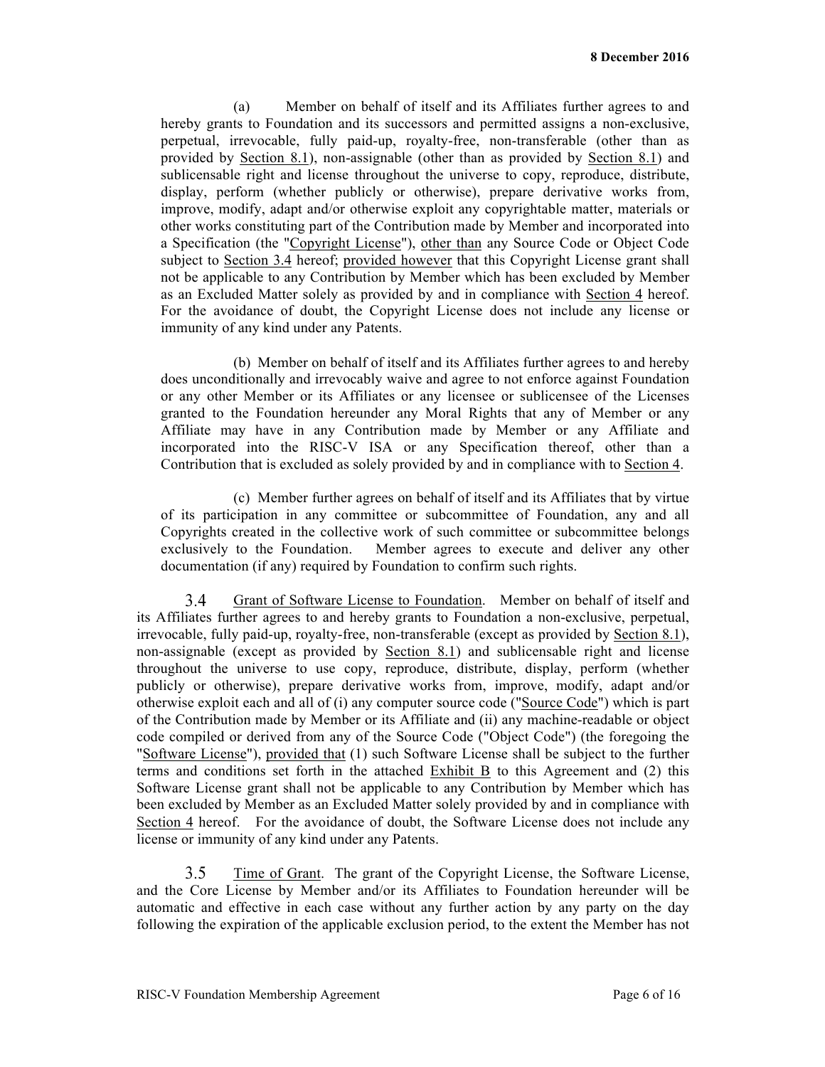(a) Member on behalf of itself and its Affiliates further agrees to and hereby grants to Foundation and its successors and permitted assigns a non-exclusive, perpetual, irrevocable, fully paid-up, royalty-free, non-transferable (other than as provided by Section 8.1), non-assignable (other than as provided by Section 8.1) and sublicensable right and license throughout the universe to copy, reproduce, distribute, display, perform (whether publicly or otherwise), prepare derivative works from, improve, modify, adapt and/or otherwise exploit any copyrightable matter, materials or other works constituting part of the Contribution made by Member and incorporated into a Specification (the "Copyright License"), other than any Source Code or Object Code subject to Section 3.4 hereof; provided however that this Copyright License grant shall not be applicable to any Contribution by Member which has been excluded by Member as an Excluded Matter solely as provided by and in compliance with Section 4 hereof. For the avoidance of doubt, the Copyright License does not include any license or immunity of any kind under any Patents.

(b) Member on behalf of itself and its Affiliates further agrees to and hereby does unconditionally and irrevocably waive and agree to not enforce against Foundation or any other Member or its Affiliates or any licensee or sublicensee of the Licenses granted to the Foundation hereunder any Moral Rights that any of Member or any Affiliate may have in any Contribution made by Member or any Affiliate and incorporated into the RISC-V ISA or any Specification thereof, other than a Contribution that is excluded as solely provided by and in compliance with to Section 4.

(c) Member further agrees on behalf of itself and its Affiliates that by virtue of its participation in any committee or subcommittee of Foundation, any and all Copyrights created in the collective work of such committee or subcommittee belongs exclusively to the Foundation. Member agrees to execute and deliver any other documentation (if any) required by Foundation to confirm such rights.

3.4 Grant of Software License to Foundation. Member on behalf of itself and its Affiliates further agrees to and hereby grants to Foundation a non-exclusive, perpetual, irrevocable, fully paid-up, royalty-free, non-transferable (except as provided by Section 8.1), non-assignable (except as provided by Section 8.1) and sublicensable right and license throughout the universe to use copy, reproduce, distribute, display, perform (whether publicly or otherwise), prepare derivative works from, improve, modify, adapt and/or otherwise exploit each and all of (i) any computer source code ("Source Code") which is part of the Contribution made by Member or its Affiliate and (ii) any machine-readable or object code compiled or derived from any of the Source Code ("Object Code") (the foregoing the "Software License"), provided that (1) such Software License shall be subject to the further terms and conditions set forth in the attached Exhibit B to this Agreement and (2) this Software License grant shall not be applicable to any Contribution by Member which has been excluded by Member as an Excluded Matter solely provided by and in compliance with Section 4 hereof. For the avoidance of doubt, the Software License does not include any license or immunity of any kind under any Patents.

3.5 Time of Grant. The grant of the Copyright License, the Software License, and the Core License by Member and/or its Affiliates to Foundation hereunder will be automatic and effective in each case without any further action by any party on the day following the expiration of the applicable exclusion period, to the extent the Member has not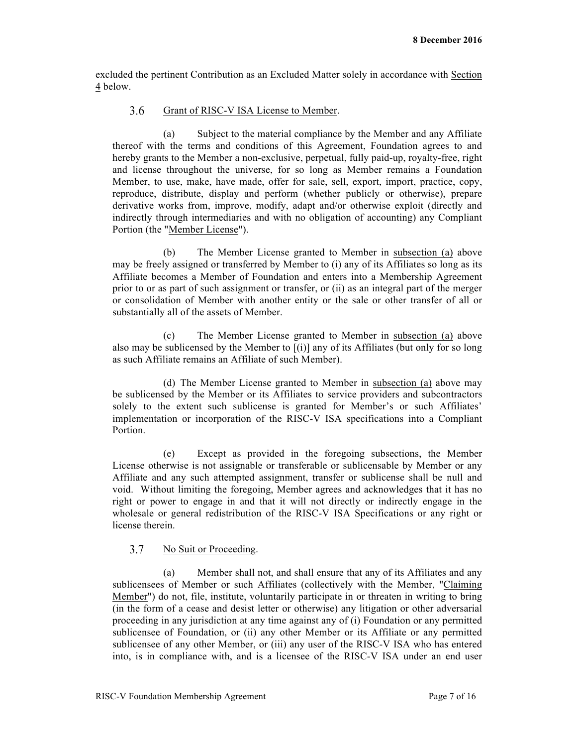excluded the pertinent Contribution as an Excluded Matter solely in accordance with Section 4 below.

### 3.6 Grant of RISC-V ISA License to Member.

(a) Subject to the material compliance by the Member and any Affiliate thereof with the terms and conditions of this Agreement, Foundation agrees to and hereby grants to the Member a non-exclusive, perpetual, fully paid-up, royalty-free, right and license throughout the universe, for so long as Member remains a Foundation Member, to use, make, have made, offer for sale, sell, export, import, practice, copy, reproduce, distribute, display and perform (whether publicly or otherwise), prepare derivative works from, improve, modify, adapt and/or otherwise exploit (directly and indirectly through intermediaries and with no obligation of accounting) any Compliant Portion (the "Member License").

(b) The Member License granted to Member in subsection (a) above may be freely assigned or transferred by Member to (i) any of its Affiliates so long as its Affiliate becomes a Member of Foundation and enters into a Membership Agreement prior to or as part of such assignment or transfer, or (ii) as an integral part of the merger or consolidation of Member with another entity or the sale or other transfer of all or substantially all of the assets of Member.

(c) The Member License granted to Member in subsection (a) above also may be sublicensed by the Member to [(i)] any of its Affiliates (but only for so long as such Affiliate remains an Affiliate of such Member).

(d) The Member License granted to Member in subsection (a) above may be sublicensed by the Member or its Affiliates to service providers and subcontractors solely to the extent such sublicense is granted for Member's or such Affiliates' implementation or incorporation of the RISC-V ISA specifications into a Compliant Portion.

(e) Except as provided in the foregoing subsections, the Member License otherwise is not assignable or transferable or sublicensable by Member or any Affiliate and any such attempted assignment, transfer or sublicense shall be null and void. Without limiting the foregoing, Member agrees and acknowledges that it has no right or power to engage in and that it will not directly or indirectly engage in the wholesale or general redistribution of the RISC-V ISA Specifications or any right or license therein.

### 3.7 No Suit or Proceeding.

(a) Member shall not, and shall ensure that any of its Affiliates and any sublicensees of Member or such Affiliates (collectively with the Member, "Claiming Member") do not, file, institute, voluntarily participate in or threaten in writing to bring (in the form of a cease and desist letter or otherwise) any litigation or other adversarial proceeding in any jurisdiction at any time against any of (i) Foundation or any permitted sublicensee of Foundation, or (ii) any other Member or its Affiliate or any permitted sublicensee of any other Member, or (iii) any user of the RISC-V ISA who has entered into, is in compliance with, and is a licensee of the RISC-V ISA under an end user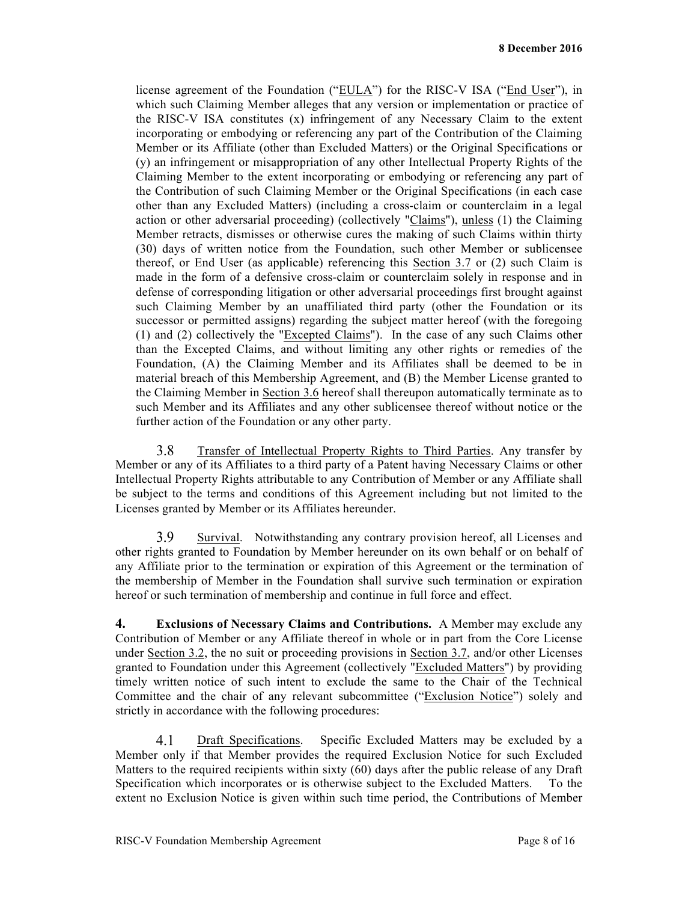license agreement of the Foundation ("EULA") for the RISC-V ISA ("End User"), in which such Claiming Member alleges that any version or implementation or practice of the RISC-V ISA constitutes (x) infringement of any Necessary Claim to the extent incorporating or embodying or referencing any part of the Contribution of the Claiming Member or its Affiliate (other than Excluded Matters) or the Original Specifications or (y) an infringement or misappropriation of any other Intellectual Property Rights of the Claiming Member to the extent incorporating or embodying or referencing any part of the Contribution of such Claiming Member or the Original Specifications (in each case other than any Excluded Matters) (including a cross-claim or counterclaim in a legal action or other adversarial proceeding) (collectively "Claims"), unless (1) the Claiming Member retracts, dismisses or otherwise cures the making of such Claims within thirty (30) days of written notice from the Foundation, such other Member or sublicensee thereof, or End User (as applicable) referencing this Section 3.7 or (2) such Claim is made in the form of a defensive cross-claim or counterclaim solely in response and in defense of corresponding litigation or other adversarial proceedings first brought against such Claiming Member by an unaffiliated third party (other the Foundation or its successor or permitted assigns) regarding the subject matter hereof (with the foregoing (1) and (2) collectively the "Excepted Claims"). In the case of any such Claims other than the Excepted Claims, and without limiting any other rights or remedies of the Foundation, (A) the Claiming Member and its Affiliates shall be deemed to be in material breach of this Membership Agreement, and (B) the Member License granted to the Claiming Member in Section 3.6 hereof shall thereupon automatically terminate as to such Member and its Affiliates and any other sublicensee thereof without notice or the further action of the Foundation or any other party.

3.8 Transfer of Intellectual Property Rights to Third Parties. Any transfer by Member or any of its Affiliates to a third party of a Patent having Necessary Claims or other Intellectual Property Rights attributable to any Contribution of Member or any Affiliate shall be subject to the terms and conditions of this Agreement including but not limited to the Licenses granted by Member or its Affiliates hereunder.

3.9 Survival. Notwithstanding any contrary provision hereof, all Licenses and other rights granted to Foundation by Member hereunder on its own behalf or on behalf of any Affiliate prior to the termination or expiration of this Agreement or the termination of the membership of Member in the Foundation shall survive such termination or expiration hereof or such termination of membership and continue in full force and effect.

**4. Exclusions of Necessary Claims and Contributions.** A Member may exclude any Contribution of Member or any Affiliate thereof in whole or in part from the Core License under Section 3.2, the no suit or proceeding provisions in Section 3.7, and/or other Licenses granted to Foundation under this Agreement (collectively "Excluded Matters") by providing timely written notice of such intent to exclude the same to the Chair of the Technical Committee and the chair of any relevant subcommittee ("Exclusion Notice") solely and strictly in accordance with the following procedures:

4.1 Draft Specifications. Specific Excluded Matters may be excluded by a Member only if that Member provides the required Exclusion Notice for such Excluded Matters to the required recipients within sixty (60) days after the public release of any Draft Specification which incorporates or is otherwise subject to the Excluded Matters. To the extent no Exclusion Notice is given within such time period, the Contributions of Member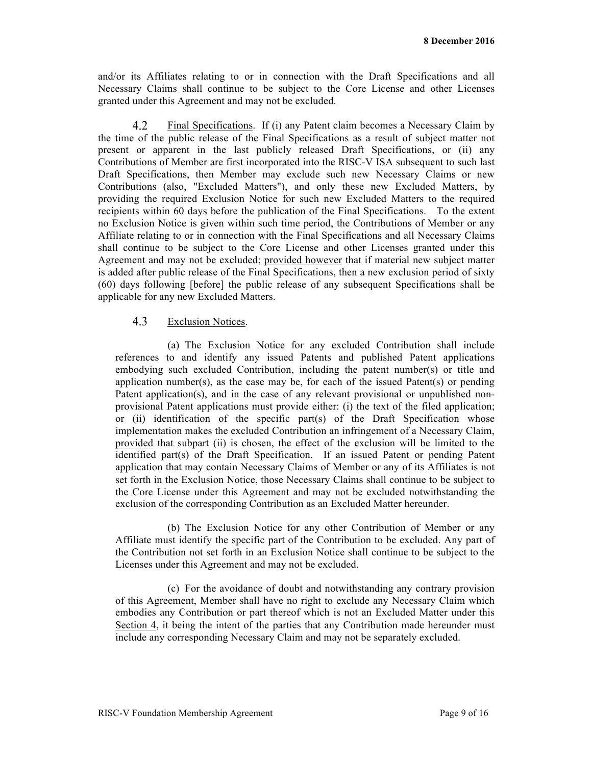and/or its Affiliates relating to or in connection with the Draft Specifications and all Necessary Claims shall continue to be subject to the Core License and other Licenses granted under this Agreement and may not be excluded.

4.2 Final Specifications. If (i) any Patent claim becomes a Necessary Claim by the time of the public release of the Final Specifications as a result of subject matter not present or apparent in the last publicly released Draft Specifications, or (ii) any Contributions of Member are first incorporated into the RISC-V ISA subsequent to such last Draft Specifications, then Member may exclude such new Necessary Claims or new Contributions (also, "Excluded Matters"), and only these new Excluded Matters, by providing the required Exclusion Notice for such new Excluded Matters to the required recipients within 60 days before the publication of the Final Specifications. To the extent no Exclusion Notice is given within such time period, the Contributions of Member or any Affiliate relating to or in connection with the Final Specifications and all Necessary Claims shall continue to be subject to the Core License and other Licenses granted under this Agreement and may not be excluded; provided however that if material new subject matter is added after public release of the Final Specifications, then a new exclusion period of sixty (60) days following [before] the public release of any subsequent Specifications shall be applicable for any new Excluded Matters.

4.3 Exclusion Notices.

(a) The Exclusion Notice for any excluded Contribution shall include references to and identify any issued Patents and published Patent applications embodying such excluded Contribution, including the patent number(s) or title and application number(s), as the case may be, for each of the issued Patent(s) or pending Patent application(s), and in the case of any relevant provisional or unpublished non-provisional Patent applications must provide either: (i) the text of the filed application; or (ii) identification of the specific part(s) of the Draft Specification whose implementation makes the excluded Contribution an infringement of a Necessary Claim, provided that subpart (ii) is chosen, the effect of the exclusion will be limited to the identified part(s) of the Draft Specification. If an issued Patent or pending Patent application that may contain Necessary Claims of Member or any of its Affiliates is not set forth in the Exclusion Notice, those Necessary Claims shall continue to be subject to the Core License under this Agreement and may not be excluded notwithstanding the exclusion of the corresponding Contribution as an Excluded Matter hereunder.

(b) The Exclusion Notice for any other Contribution of Member or any Affiliate must identify the specific part of the Contribution to be excluded. Any part of the Contribution not set forth in an Exclusion Notice shall continue to be subject to the Licenses under this Agreement and may not be excluded.

(c) For the avoidance of doubt and notwithstanding any contrary provision of this Agreement, Member shall have no right to exclude any Necessary Claim which embodies any Contribution or part thereof which is not an Excluded Matter under this Section 4, it being the intent of the parties that any Contribution made hereunder must include any corresponding Necessary Claim and may not be separately excluded.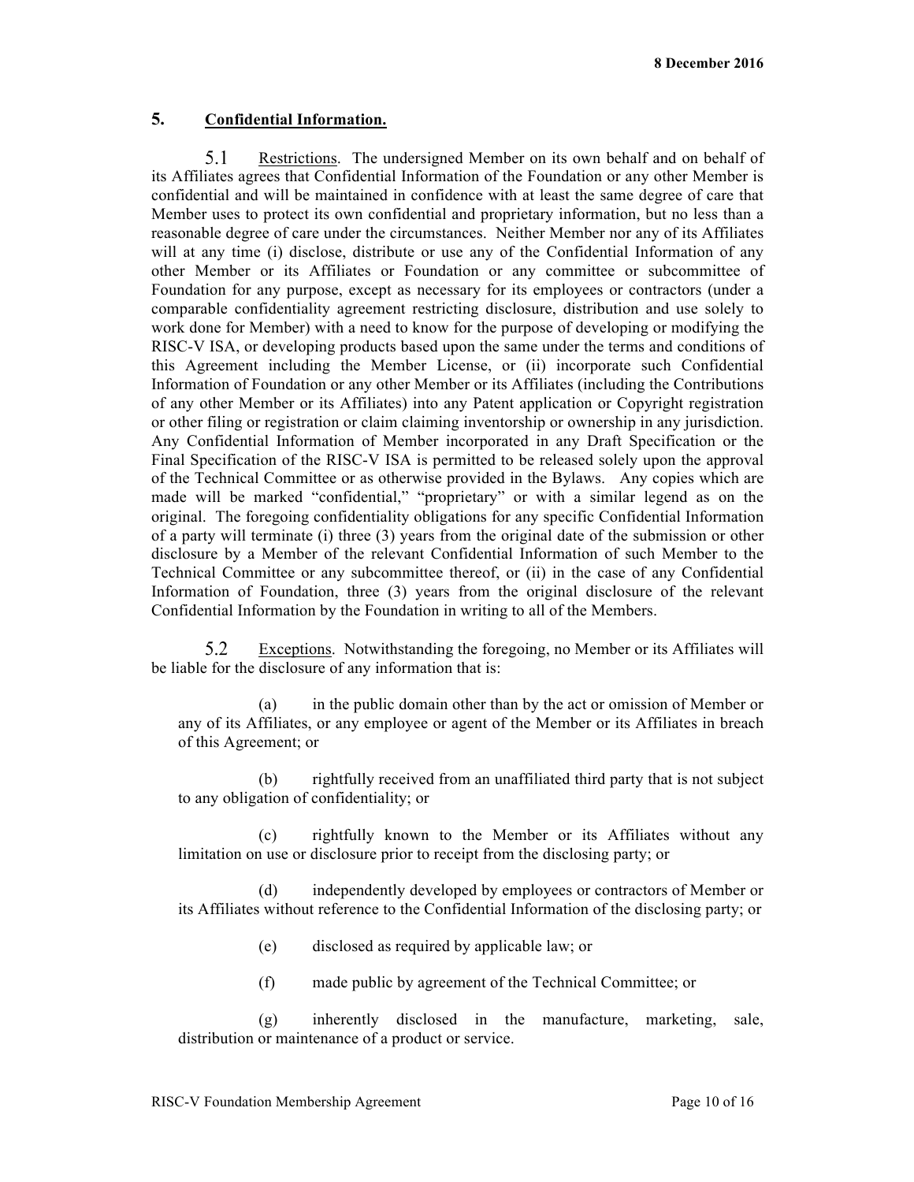## 5. **Confidential Information.**

5.1 Restrictions. The undersigned Member on its own behalf and on behalf of its Affiliates agrees that Confidential Information of the Foundation or any other Member is confidential and will be maintained in confidence with at least the same degree of care that Member uses to protect its own confidential and proprietary information, but no less than a reasonable degree of care under the circumstances. Neither Member nor any of its Affiliates will at any time (i) disclose, distribute or use any of the Confidential Information of any other Member or its Affiliates or Foundation or any committee or subcommittee of Foundation for any purpose, except as necessary for its employees or contractors (under a comparable confidentiality agreement restricting disclosure, distribution and use solely to work done for Member) with a need to know for the purpose of developing or modifying the RISC-V ISA, or developing products based upon the same under the terms and conditions of this Agreement including the Member License, or (ii) incorporate such Confidential Information of Foundation or any other Member or its Affiliates (including the Contributions of any other Member or its Affiliates) into any Patent application or Copyright registration or other filing or registration or claim claiming inventorship or ownership in any jurisdiction. Any Confidential Information of Member incorporated in any Draft Specification or the Final Specification of the RISC-V ISA is permitted to be released solely upon the approval of the Technical Committee or as otherwise provided in the Bylaws. Any copies which are made will be marked "confidential," "proprietary" or with a similar legend as on the original. The foregoing confidentiality obligations for any specific Confidential Information of a party will terminate (i) three (3) years from the original date of the submission or other disclosure by a Member of the relevant Confidential Information of such Member to the Technical Committee or any subcommittee thereof, or (ii) in the case of any Confidential Information of Foundation, three (3) years from the original disclosure of the relevant Confidential Information by the Foundation in writing to all of the Members.

5.2 Exceptions. Notwithstanding the foregoing, no Member or its Affiliates will be liable for the disclosure of any information that is:

(a) in the public domain other than by the act or omission of Member or any of its Affiliates, or any employee or agent of the Member or its Affiliates in breach of this Agreement; or

(b) rightfully received from an unaffiliated third party that is not subject to any obligation of confidentiality; or

(c) rightfully known to the Member or its Affiliates without any limitation on use or disclosure prior to receipt from the disclosing party; or

(d) independently developed by employees or contractors of Member or its Affiliates without reference to the Confidential Information of the disclosing party; or

(e) disclosed as required by applicable law; or

(f) made public by agreement of the Technical Committee; or

(g) inherently disclosed in the manufacture, marketing, sale, distribution or maintenance of a product or service.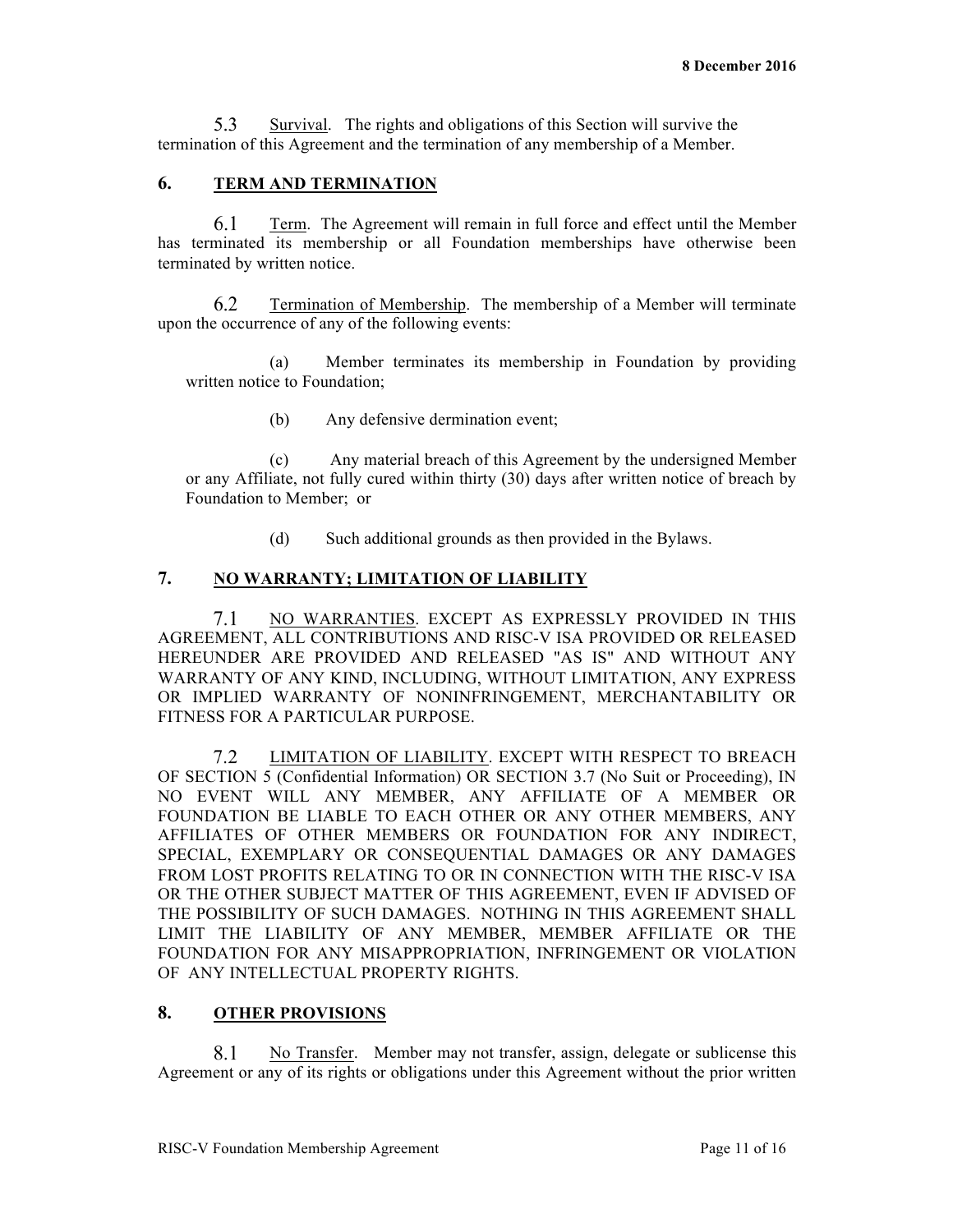5.3 Survival. The rights and obligations of this Section will survive the termination of this Agreement and the termination of any membership of a Member.

## 6. TERM AND TERMINATION

6.1 Term. The Agreement will remain in full force and effect until the Member has terminated its membership or all Foundation memberships have otherwise been terminated by written notice.

6.2 Termination of Membership. The membership of a Member will terminate upon the occurrence of any of the following events:

(a) Member terminates its membership in Foundation by providing written notice to Foundation;

(b) Any defensive dermination event;

(c) Any material breach of this Agreement by the undersigned Member or any Affiliate, not fully cured within thirty (30) days after written notice of breach by Foundation to Member; or

(d) Such additional grounds as then provided in the Bylaws.

## 7. NO WARRANTY; LIMITATION OF LIABILITY

7.1 NO WARRANTIES. EXCEPT AS EXPRESSLY PROVIDED IN THIS AGREEMENT, ALL CONTRIBUTIONS AND RISC-V ISA PROVIDED OR RELEASED HEREUNDER ARE PROVIDED AND RELEASED "AS IS" AND WITHOUT ANY WARRANTY OF ANY KIND, INCLUDING, WITHOUT LIMITATION, ANY EXPRESS OR IMPLIED WARRANTY OF NONINFRINGEMENT, MERCHANTABILITY OR FITNESS FOR A PARTICULAR PURPOSE.

7.2 LIMITATION OF LIABILITY. EXCEPT WITH RESPECT TO BREACH OF SECTION 5 (Confidential Information) OR SECTION 3.7 (No Suit or Proceeding), IN NO EVENT WILL ANY MEMBER, ANY AFFILIATE OF A MEMBER OR FOUNDATION BE LIABLE TO EACH OTHER OR ANY OTHER MEMBERS, ANY AFFILIATES OF OTHER MEMBERS OR FOUNDATION FOR ANY INDIRECT, SPECIAL, EXEMPLARY OR CONSEQUENTIAL DAMAGES OR ANY DAMAGES FROM LOST PROFITS RELATING TO OR IN CONNECTION WITH THE RISC-V ISA OR THE OTHER SUBJECT MATTER OF THIS AGREEMENT, EVEN IF ADVISED OF THE POSSIBILITY OF SUCH DAMAGES. NOTHING IN THIS AGREEMENT SHALL LIMIT THE LIABILITY OF ANY MEMBER, MEMBER AFFILIATE OR THE FOUNDATION FOR ANY MISAPPROPRIATION, INFRINGEMENT OR VIOLATION OF ANY INTELLECTUAL PROPERTY RIGHTS.

## 8. OTHER PROVISIONS

8.1 No Transfer. Member may not transfer, assign, delegate or sublicense this Agreement or any of its rights or obligations under this Agreement without the prior written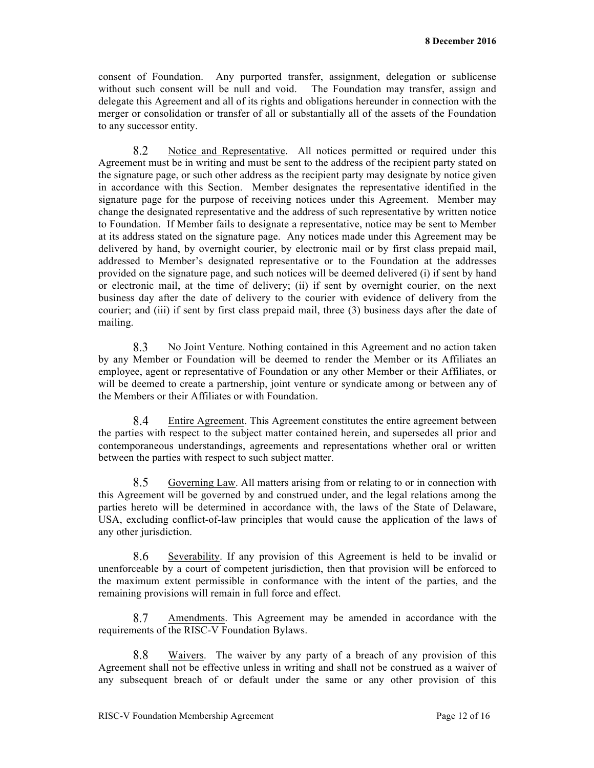consent of Foundation. Any purported transfer, assignment, delegation or sublicense without such consent will be null and void. The Foundation may transfer, assign and delegate this Agreement and all of its rights and obligations hereunder in connection with the merger or consolidation or transfer of all or substantially all of the assets of the Foundation to any successor entity.

8.2 Notice and Representative. All notices permitted or required under this Agreement must be in writing and must be sent to the address of the recipient party stated on the signature page, or such other address as the recipient party may designate by notice given in accordance with this Section. Member designates the representative identified in the signature page for the purpose of receiving notices under this Agreement. Member may change the designated representative and the address of such representative by written notice to Foundation. If Member fails to designate a representative, notice may be sent to Member at its address stated on the signature page. Any notices made under this Agreement may be delivered by hand, by overnight courier, by electronic mail or by first class prepaid mail, addressed to Member's designated representative or to the Foundation at the addresses provided on the signature page, and such notices will be deemed delivered (i) if sent by hand or electronic mail, at the time of delivery; (ii) if sent by overnight courier, on the next business day after the date of delivery to the courier with evidence of delivery from the courier; and (iii) if sent by first class prepaid mail, three (3) business days after the date of mailing.

8.3 No Joint Venture. Nothing contained in this Agreement and no action taken by any Member or Foundation will be deemed to render the Member or its Affiliates an employee, agent or representative of Foundation or any other Member or their Affiliates, or will be deemed to create a partnership, joint venture or syndicate among or between any of the Members or their Affiliates or with Foundation.

8.4 Entire Agreement. This Agreement constitutes the entire agreement between the parties with respect to the subject matter contained herein, and supersedes all prior and contemporaneous understandings, agreements and representations whether oral or written between the parties with respect to such subject matter.

8.5 Governing Law. All matters arising from or relating to or in connection with this Agreement will be governed by and construed under, and the legal relations among the parties hereto will be determined in accordance with, the laws of the State of Delaware, USA, excluding conflict-of-law principles that would cause the application of the laws of any other jurisdiction.

8.6 Severability. If any provision of this Agreement is held to be invalid or unenforceable by a court of competent jurisdiction, then that provision will be enforced to the maximum extent permissible in conformance with the intent of the parties, and the remaining provisions will remain in full force and effect.

8.7 Amendments. This Agreement may be amended in accordance with the requirements of the RISC-V Foundation Bylaws.

8.8 Waivers. The waiver by any party of a breach of any provision of this Agreement shall not be effective unless in writing and shall not be construed as a waiver of any subsequent breach of or default under the same or any other provision of this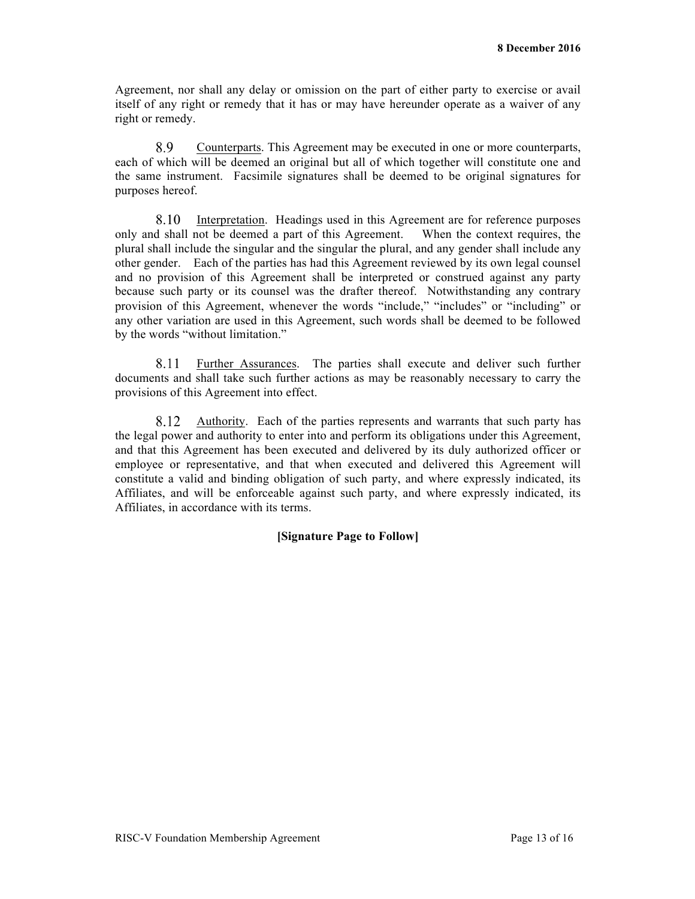Agreement, nor shall any delay or omission on the part of either party to exercise or avail itself of any right or remedy that it has or may have hereunder operate as a waiver of any right or remedy.

8.9 Counterparts. This Agreement may be executed in one or more counterparts, each of which will be deemed an original but all of which together will constitute one and the same instrument. Facsimile signatures shall be deemed to be original signatures for purposes hereof.

8.10 Interpretation. Headings used in this Agreement are for reference purposes only and shall not be deemed a part of this Agreement. When the context requires, the plural shall include the singular and the singular the plural, and any gender shall include any other gender. Each of the parties has had this Agreement reviewed by its own legal counsel and no provision of this Agreement shall be interpreted or construed against any party because such party or its counsel was the drafter thereof. Notwithstanding any contrary provision of this Agreement, whenever the words "include," "includes" or "including" or any other variation are used in this Agreement, such words shall be deemed to be followed by the words "without limitation."

8.11 Further Assurances. The parties shall execute and deliver such further documents and shall take such further actions as may be reasonably necessary to carry the provisions of this Agreement into effect.

8.12 Authority. Each of the parties represents and warrants that such party has the legal power and authority to enter into and perform its obligations under this Agreement, and that this Agreement has been executed and delivered by its duly authorized officer or employee or representative, and that when executed and delivered this Agreement will constitute a valid and binding obligation of such party, and where expressly indicated, its Affiliates, and will be enforceable against such party, and where expressly indicated, its Affiliates, in accordance with its terms.

**[Signature Page to Follow]**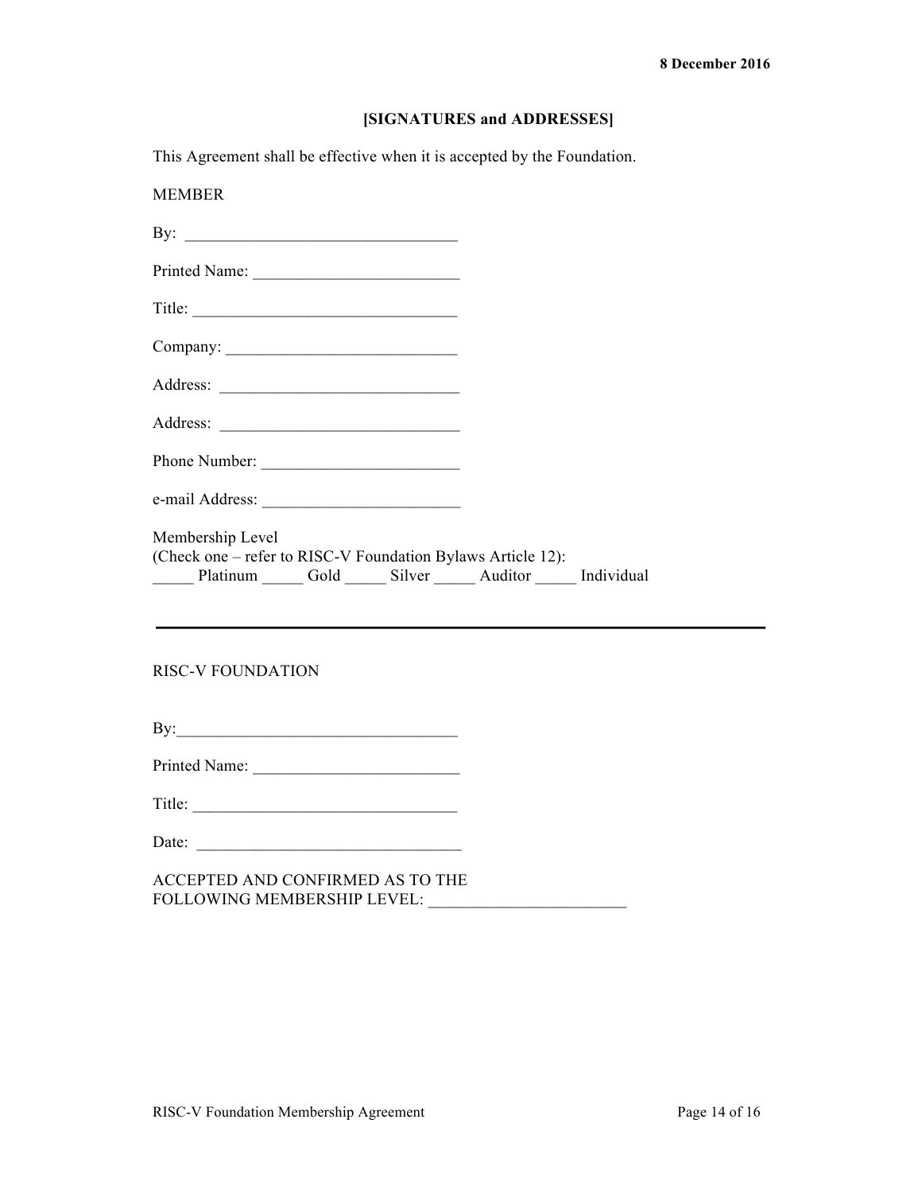**[SIGNATURES and ADDRESSES]**

This Agreement shall be effective when it is accepted by the Foundation.

MEMBER

By: ________________________________

Printed Name: ________________________

Title: _______________________________

Company: ___________________________

Address: ____________________________

Address: ____________________________

Phone Number: _______________________

e-mail Address: _______________________

Membership Level
(Check one – refer to RISC-V Foundation Bylaws Article 12):
_____ Platinum _____ Gold _____ Silver _____ Auditor _____ Individual

---

RISC-V FOUNDATION

By:_________________________________

Printed Name: ________________________

Title: _______________________________

Date: _______________________________

ACCEPTED AND CONFIRMED AS TO THE
FOLLOWING MEMBERSHIP LEVEL: ________________________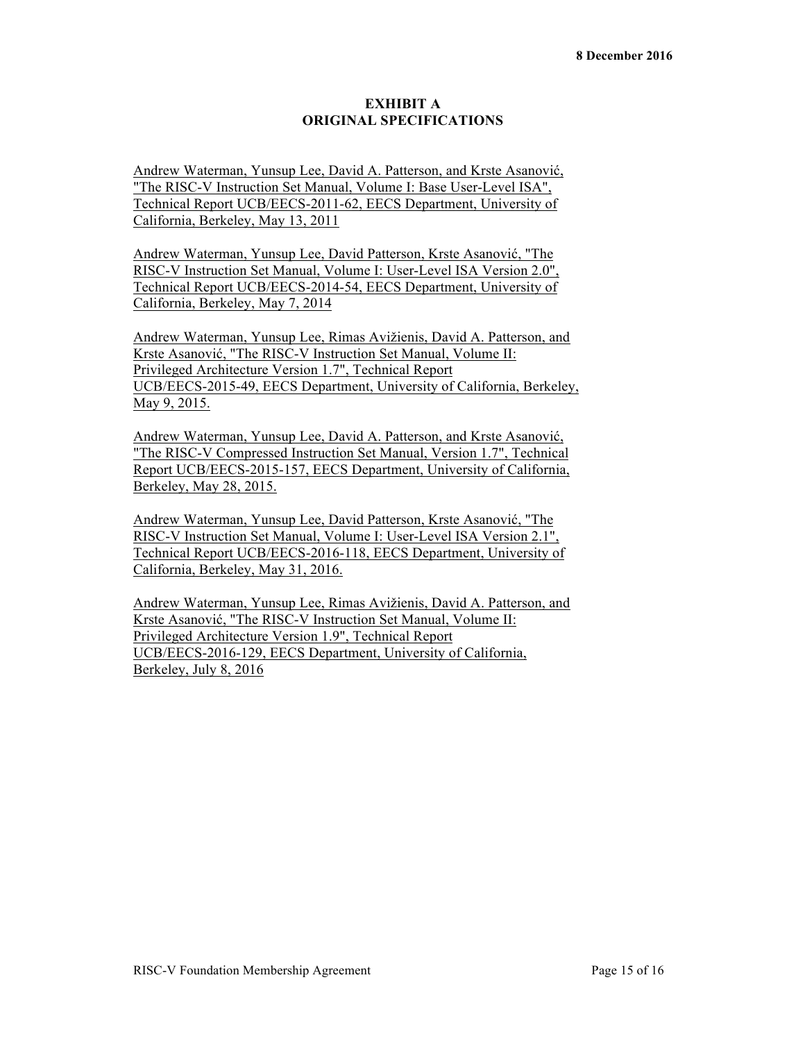**8 December 2016**

# EXHIBIT A
# ORIGINAL SPECIFICATIONS

Andrew Waterman, Yunsup Lee, David A. Patterson, and Krste Asanović, "The RISC-V Instruction Set Manual, Volume I: Base User-Level ISA", Technical Report UCB/EECS-2011-62, EECS Department, University of California, Berkeley, May 13, 2011

Andrew Waterman, Yunsup Lee, David Patterson, Krste Asanović, "The RISC-V Instruction Set Manual, Volume I: User-Level ISA Version 2.0", Technical Report UCB/EECS-2014-54, EECS Department, University of California, Berkeley, May 7, 2014

Andrew Waterman, Yunsup Lee, Rimas Avižienis, David A. Patterson, and Krste Asanović, "The RISC-V Instruction Set Manual, Volume II: Privileged Architecture Version 1.7", Technical Report UCB/EECS-2015-49, EECS Department, University of California, Berkeley, May 9, 2015.

Andrew Waterman, Yunsup Lee, David A. Patterson, and Krste Asanović, "The RISC-V Compressed Instruction Set Manual, Version 1.7", Technical Report UCB/EECS-2015-157, EECS Department, University of California, Berkeley, May 28, 2015.

Andrew Waterman, Yunsup Lee, David Patterson, Krste Asanović, "The RISC-V Instruction Set Manual, Volume I: User-Level ISA Version 2.1", Technical Report UCB/EECS-2016-118, EECS Department, University of California, Berkeley, May 31, 2016.

Andrew Waterman, Yunsup Lee, Rimas Avižienis, David A. Patterson, and Krste Asanović, "The RISC-V Instruction Set Manual, Volume II: Privileged Architecture Version 1.9", Technical Report UCB/EECS-2016-129, EECS Department, University of California, Berkeley, July 8, 2016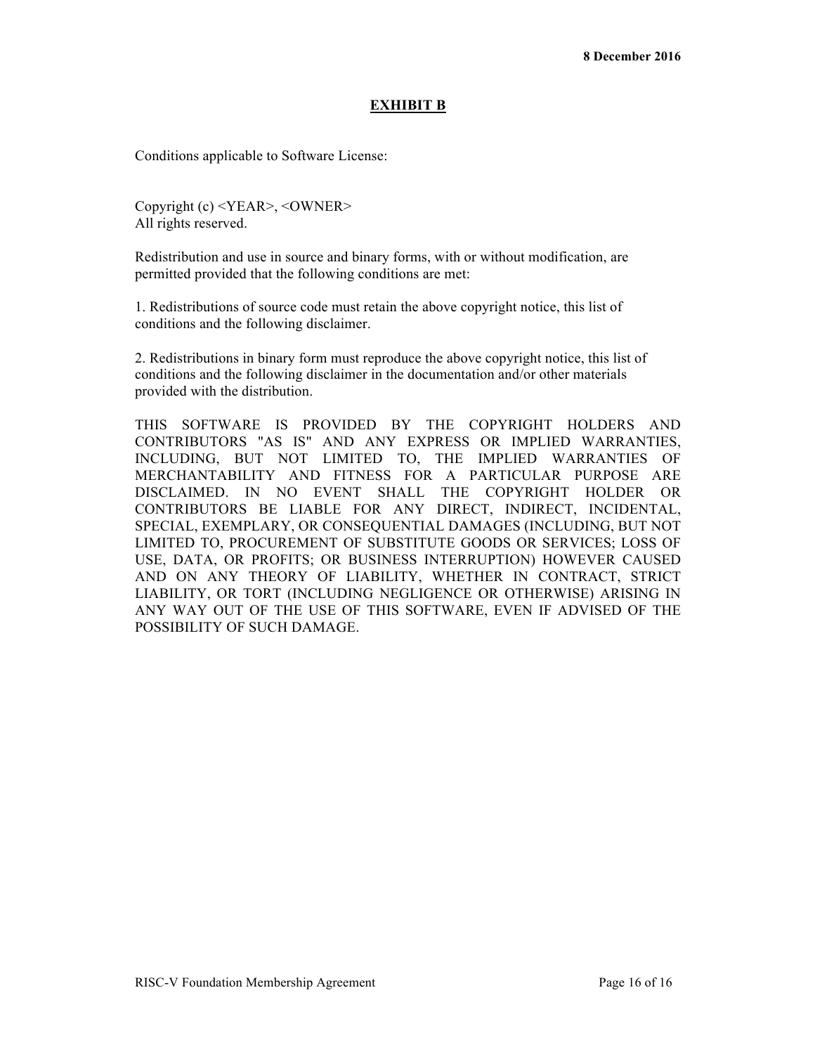8 December 2016

## EXHIBIT B

Conditions applicable to Software License:

Copyright (c) <YEAR>, <OWNER>
All rights reserved.

Redistribution and use in source and binary forms, with or without modification, are permitted provided that the following conditions are met:

1. Redistributions of source code must retain the above copyright notice, this list of conditions and the following disclaimer.

2. Redistributions in binary form must reproduce the above copyright notice, this list of conditions and the following disclaimer in the documentation and/or other materials provided with the distribution.

THIS SOFTWARE IS PROVIDED BY THE COPYRIGHT HOLDERS AND CONTRIBUTORS "AS IS" AND ANY EXPRESS OR IMPLIED WARRANTIES, INCLUDING, BUT NOT LIMITED TO, THE IMPLIED WARRANTIES OF MERCHANTABILITY AND FITNESS FOR A PARTICULAR PURPOSE ARE DISCLAIMED. IN NO EVENT SHALL THE COPYRIGHT HOLDER OR CONTRIBUTORS BE LIABLE FOR ANY DIRECT, INDIRECT, INCIDENTAL, SPECIAL, EXEMPLARY, OR CONSEQUENTIAL DAMAGES (INCLUDING, BUT NOT LIMITED TO, PROCUREMENT OF SUBSTITUTE GOODS OR SERVICES; LOSS OF USE, DATA, OR PROFITS; OR BUSINESS INTERRUPTION) HOWEVER CAUSED AND ON ANY THEORY OF LIABILITY, WHETHER IN CONTRACT, STRICT LIABILITY, OR TORT (INCLUDING NEGLIGENCE OR OTHERWISE) ARISING IN ANY WAY OUT OF THE USE OF THIS SOFTWARE, EVEN IF ADVISED OF THE POSSIBILITY OF SUCH DAMAGE.